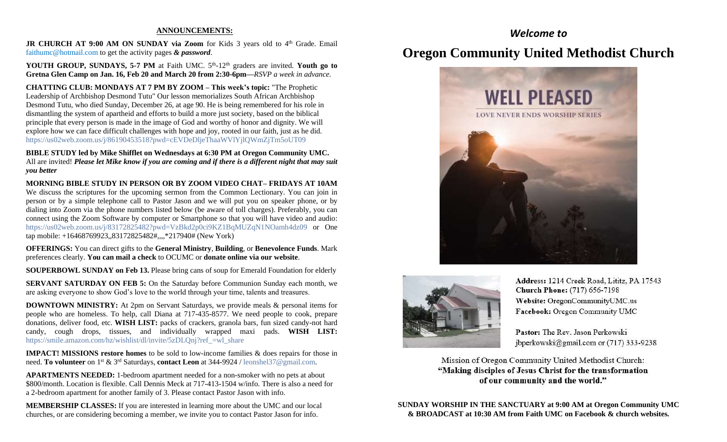## ANNOUNCEMENTS:

**JR CHURCH AT 9:00 AM ON SUNDAY via Zoom** for Kids 3 years old to 4th Grade. Email faithumc@hotmail.com to get the activity pages ***& password***.

**YOUTH GROUP, SUNDAYS, 5-7 PM** at Faith UMC. 5th-12th graders are invited. **Youth go to Gretna Glen Camp on Jan. 16, Feb 20 and March 20 from 2:30-6pm—***RSVP a week in advance.*

**CHATTING CLUB: MONDAYS AT 7 PM BY ZOOM – This week's topic:** "The Prophetic Leadership of Archbishop Desmond Tutu" Our lesson memorializes South African Archbishop Desmond Tutu, who died Sunday, December 26, at age 90. He is being remembered for his role in dismantling the system of apartheid and efforts to build a more just society, based on the biblical principle that every person is made in the image of God and worthy of honor and dignity. We will explore how we can face difficult challenges with hope and joy, rooted in our faith, just as he did. https://us02web.zoom.us/j/86190453518?pwd=cEVDeDljeThaaWVlYjlQWmZjTm5oUT09

**BIBLE STUDY led by Mike Shifflet on Wednesdays at 6:30 PM at Oregon Community UMC.** All are invited! ***Please let Mike know if you are coming and if there is a different night that may suit you better***

**MORNING BIBLE STUDY IN PERSON OR BY ZOOM VIDEO CHAT– FRIDAYS AT 10AM** We discuss the scriptures for the upcoming sermon from the Common Lectionary. You can join in person or by a simple telephone call to Pastor Jason and we will put you on speaker phone, or by dialing into Zoom via the phone numbers listed below (be aware of toll charges). Preferably, you can connect using the Zoom Software by computer or Smartphone so that you will have video and audio: https://us02web.zoom.us/j/83172825482?pwd=VzBkd2p0ci9KZ1BqMUZqN1NOamh4dz09 or One tap mobile: +16468769923,,83172825482#,,,,*217940# (New York)

**OFFERINGS:** You can direct gifts to the **General Ministry**, **Building**, or **Benevolence Funds**. Mark preferences clearly. **You can mail a check** to OCUMC or **donate online via our website**.

**SOUPERBOWL SUNDAY on Feb 13.** Please bring cans of soup for Emerald Foundation for elderly

**SERVANT SATURDAY ON FEB 5:** On the Saturday before Communion Sunday each month, we are asking everyone to show God's love to the world through your time, talents and treasures.

**DOWNTOWN MINISTRY:** At 2pm on Servant Saturdays, we provide meals & personal items for people who are homeless. To help, call Diana at 717-435-8577. We need people to cook, prepare donations, deliver food, etc. **WISH LIST:** packs of crackers, granola bars, fun sized candy-not hard candy, cough drops, tissues, and individually wrapped maxi pads. **WISH LIST:** https://smile.amazon.com/hz/wishlist/dl/invite/5zDLQnj?ref_=wl_share

**IMPACT! MISSIONS restore homes** to be sold to low-income families & does repairs for those in need. **To volunteer** on 1st & 3rd Saturdays, **contact Leon** at 344-9924 / leonshel37@gmail.com.

**APARTMENTS NEEDED:** 1-bedroom apartment needed for a non-smoker with no pets at about $800/month. Location is flexible. Call Dennis Meck at 717-413-1504 w/info. There is also a need for a 2-bedroom apartment for another family of 3. Please contact Pastor Jason with info.

**MEMBERSHIP CLASSES:** If you are interested in learning more about the UMC and our local churches, or are considering becoming a member, we invite you to contact Pastor Jason for info.

*Welcome to*

# Oregon Community United Methodist Church

WELL PLEASED

LOVE NEVER ENDS WORSHIP SERIES

**Address:** 1214 Creek Road, Lititz, PA 17543
**Church Phone:** (717) 656-7198
**Website:** OregonCommunityUMC.us
**Facebook:** Oregon Community UMC

**Pastor:** The Rev. Jason Perkowski
jbperkowski@gmail.com or (717) 333-9238

Mission of Oregon Community United Methodist Church:
**"Making disciples of Jesus Christ for the transformation of our community and the world."**

**SUNDAY WORSHIP IN THE SANCTUARY at 9:00 AM at Oregon Community UMC & BROADCAST at 10:30 AM from Faith UMC on Facebook & church websites.**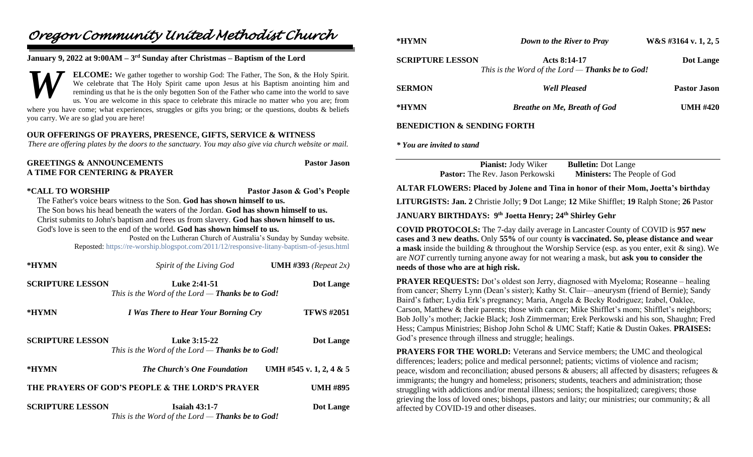# Oregon Community United Methodist Church

**January 9, 2022 at 9:00AM – 3rd Sunday after Christmas – Baptism of the Lord**

**WELCOME:** We gather together to worship God: The Father, The Son, & the Holy Spirit. We celebrate that The Holy Spirit came upon Jesus at his Baptism anointing him and reminding us that he is the only begotten Son of the Father who came into the world to save us. You are welcome in this space to celebrate this miracle no matter who you are; from where you have come; what experiences, struggles or gifts you bring; or the questions, doubts & beliefs you carry. We are so glad you are here!

**OUR OFFERINGS OF PRAYERS, PRESENCE, GIFTS, SERVICE & WITNESS**

*There are offering plates by the doors to the sanctuary. You may also give via church website or mail.*

**GREETINGS & ANNOUNCEMENTS** — **Pastor Jason**

**A TIME FOR CENTERING & PRAYER**

**\*CALL TO WORSHIP** — **Pastor Jason & God's People**

The Father's voice bears witness to the Son. **God has shown himself to us.**
The Son bows his head beneath the waters of the Jordan. **God has shown himself to us.**
Christ submits to John's baptism and frees us from slavery. **God has shown himself to us.**
God's love is seen to the end of the world. **God has shown himself to us.**

Posted on the Lutheran Church of Australia's Sunday by Sunday website.
Reposted: https://re-worship.blogspot.com/2011/12/responsive-litany-baptism-of-jesus.html

**\*HYMN** — *Spirit of the Living God* — **UMH #393** *(Repeat 2x)*

**SCRIPTURE LESSON** — **Luke 2:41-51** — **Dot Lange**
*This is the Word of the Lord — **Thanks be to God!***

**\*HYMN** — ***I Was There to Hear Your Borning Cry*** — **TFWS #2051**

**SCRIPTURE LESSON** — **Luke 3:15-22** — **Dot Lange**
*This is the Word of the Lord — **Thanks be to God!***

**\*HYMN** — ***The Church's One Foundation*** — **UMH #545 v. 1, 2, 4 & 5**

**THE PRAYERS OF GOD'S PEOPLE & THE LORD'S PRAYER** — **UMH #895**

**SCRIPTURE LESSON** — **Isaiah 43:1-7** — **Dot Lange**
*This is the Word of the Lord — **Thanks be to God!***

**\*HYMN** — ***Down to the River to Pray*** — **W&S #3164 v. 1, 2, 5**

**SCRIPTURE LESSON** — **Acts 8:14-17** — **Dot Lange**
*This is the Word of the Lord — **Thanks be to God!***

**SERMON** — ***Well Pleased*** — **Pastor Jason**

**\*HYMN** — ***Breathe on Me, Breath of God*** — **UMH #420**

**BENEDICTION & SENDING FORTH**

***\* You are invited to stand***

---

**Pianist:** Jody Wiker — **Bulletin:** Dot Lange
**Pastor:** The Rev. Jason Perkowski — **Ministers:** The People of God

**ALTAR FLOWERS: Placed by Jolene and Tina in honor of their Mom, Joetta's birthday**

**LITURGISTS: Jan. 2** Christie Jolly; **9** Dot Lange; **12** Mike Shifflet; **19** Ralph Stone; **26** Pastor

**JANUARY BIRTHDAYS: 9th Joetta Henry; 24th Shirley Gehr**

**COVID PROTOCOLS:** The 7-day daily average in Lancaster County of COVID is **957 new cases and 3 new deaths.** Only **55%** of our county **is vaccinated. So, please distance and wear a mask** inside the building & throughout the Worship Service (esp. as you enter, exit & sing). We are *NOT* currently turning anyone away for not wearing a mask, but **ask you to consider the needs of those who are at high risk.**

**PRAYER REQUESTS:** Dot's oldest son Jerry, diagnosed with Myeloma; Roseanne – healing from cancer; Sherry Lynn (Dean's sister); Kathy St. Clair—aneurysm (friend of Bernie); Sandy Baird's father; Lydia Erk's pregnancy; Maria, Angela & Becky Rodriguez; Izabel, Oaklee, Carson, Matthew & their parents; those with cancer; Mike Shifflet's mom; Shifflet's neighbors; Bob Jolly's mother; Jackie Black; Josh Zimmerman; Erek Perkowski and his son, Shaughn; Fred Hess; Campus Ministries; Bishop John Schol & UMC Staff; Katie & Dustin Oakes. **PRAISES:** God's presence through illness and struggle; healings.

**PRAYERS FOR THE WORLD:** Veterans and Service members; the UMC and theological differences; leaders; police and medical personnel; patients; victims of violence and racism; peace, wisdom and reconciliation; abused persons & abusers; all affected by disasters; refugees & immigrants; the hungry and homeless; prisoners; students, teachers and administration; those struggling with addictions and/or mental illness; seniors; the hospitalized; caregivers; those grieving the loss of loved ones; bishops, pastors and laity; our ministries; our community; & all affected by COVID-19 and other diseases.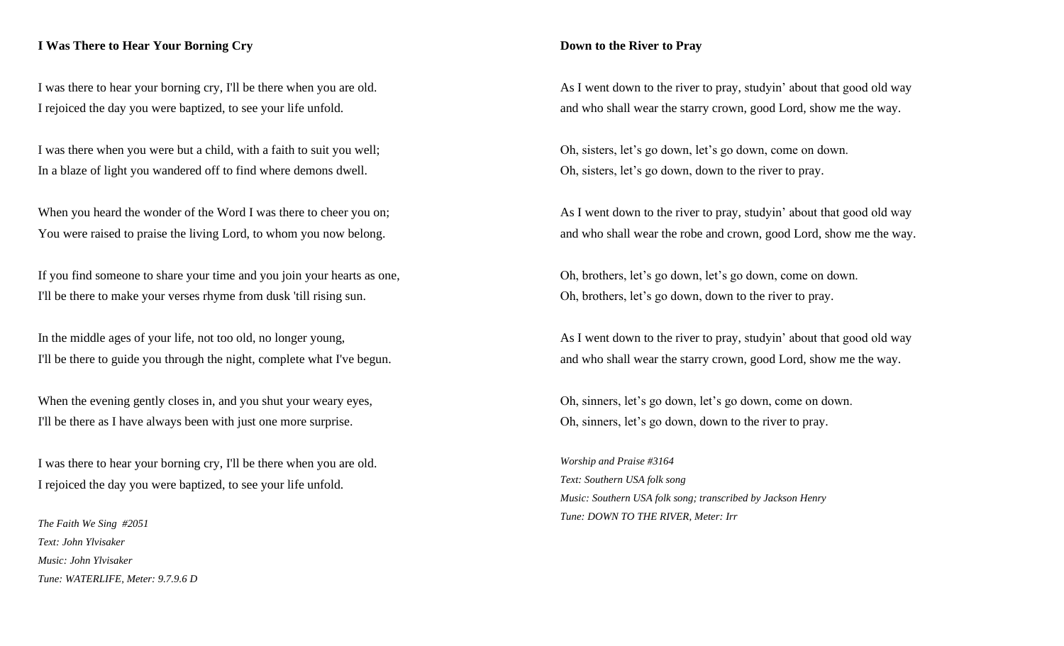**I Was There to Hear Your Borning Cry**

I was there to hear your borning cry, I'll be there when you are old.
I rejoiced the day you were baptized, to see your life unfold.

I was there when you were but a child, with a faith to suit you well;
In a blaze of light you wandered off to find where demons dwell.

When you heard the wonder of the Word I was there to cheer you on;
You were raised to praise the living Lord, to whom you now belong.

If you find someone to share your time and you join your hearts as one,
I'll be there to make your verses rhyme from dusk 'till rising sun.

In the middle ages of your life, not too old, no longer young,
I'll be there to guide you through the night, complete what I've begun.

When the evening gently closes in, and you shut your weary eyes,
I'll be there as I have always been with just one more surprise.

I was there to hear your borning cry, I'll be there when you are old.
I rejoiced the day you were baptized, to see your life unfold.

*The Faith We Sing #2051*
*Text: John Ylvisaker*
*Music: John Ylvisaker*
*Tune: WATERLIFE, Meter: 9.7.9.6 D*

**Down to the River to Pray**

As I went down to the river to pray, studyin' about that good old way
and who shall wear the starry crown, good Lord, show me the way.

Oh, sisters, let's go down, let's go down, come on down.
Oh, sisters, let's go down, down to the river to pray.

As I went down to the river to pray, studyin' about that good old way
and who shall wear the robe and crown, good Lord, show me the way.

Oh, brothers, let's go down, let's go down, come on down.
Oh, brothers, let's go down, down to the river to pray.

As I went down to the river to pray, studyin' about that good old way
and who shall wear the starry crown, good Lord, show me the way.

Oh, sinners, let's go down, let's go down, come on down.
Oh, sinners, let's go down, down to the river to pray.

*Worship and Praise #3164*
*Text: Southern USA folk song*
*Music: Southern USA folk song; transcribed by Jackson Henry*
*Tune: DOWN TO THE RIVER, Meter: Irr*